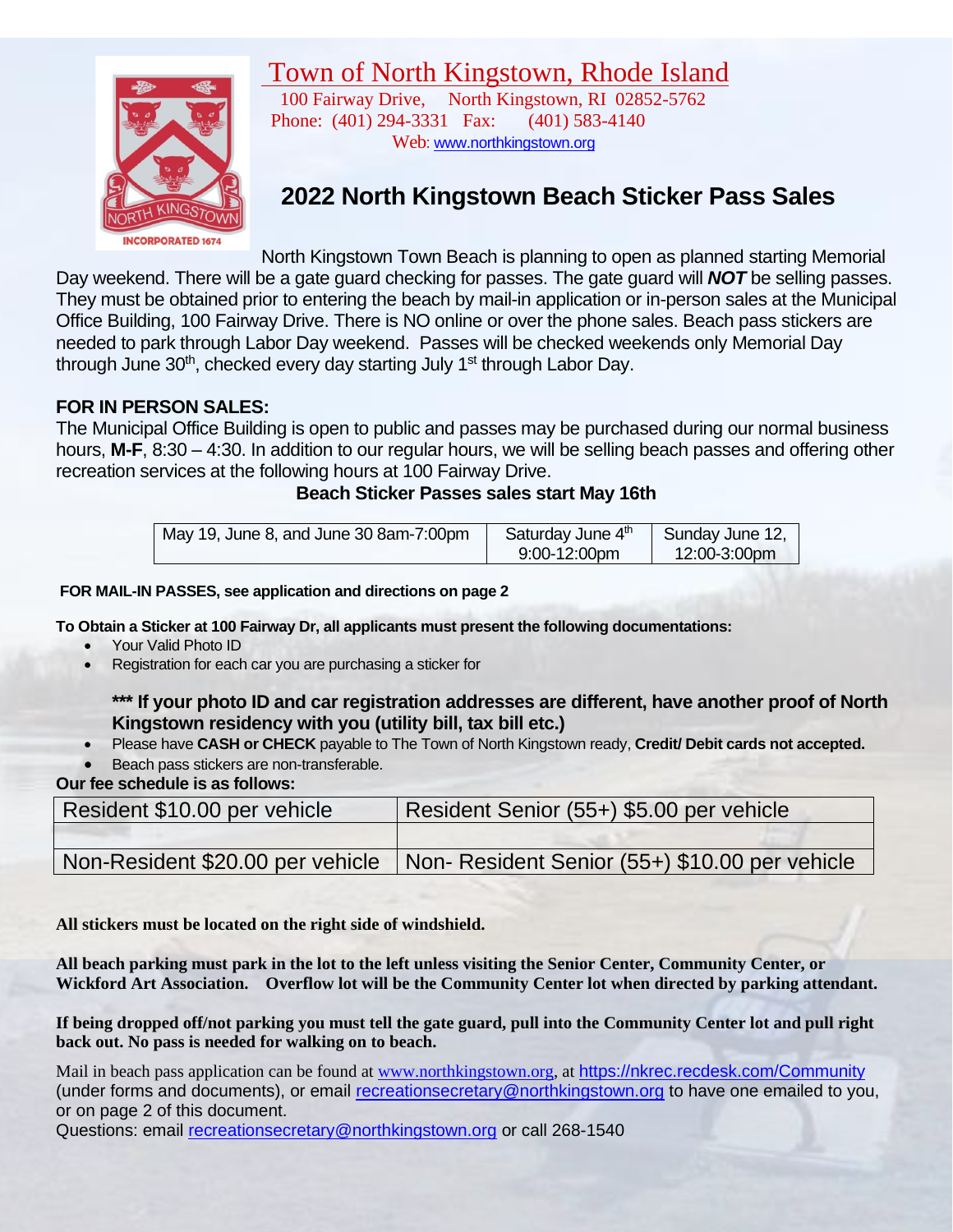# Town of North Kingstown, Rhode Island

100 Fairway Drive, North Kingstown, RI 02852-5762
Phone: (401) 294-3331 Fax: (401) 583-4140
Web: www.northkingstown.org

## 2022 North Kingstown Beach Sticker Pass Sales

North Kingstown Town Beach is planning to open as planned starting Memorial Day weekend. There will be a gate guard checking for passes. The gate guard will ***NOT*** be selling passes. They must be obtained prior to entering the beach by mail-in application or in-person sales at the Municipal Office Building, 100 Fairway Drive. There is NO online or over the phone sales. Beach pass stickers are needed to park through Labor Day weekend. Passes will be checked weekends only Memorial Day through June 30th, checked every day starting July 1st through Labor Day.

**FOR IN PERSON SALES:**

The Municipal Office Building is open to public and passes may be purchased during our normal business hours, **M-F**, 8:30 – 4:30. In addition to our regular hours, we will be selling beach passes and offering other recreation services at the following hours at 100 Fairway Drive.

**Beach Sticker Passes sales start May 16th**

| May 19, June 8, and June 30 8am-7:00pm | Saturday June 4th 9:00-12:00pm | Sunday June 12, 12:00-3:00pm |
|---|---|---|

**FOR MAIL-IN PASSES, see application and directions on page 2**

**To Obtain a Sticker at 100 Fairway Dr, all applicants must present the following documentations:**

- Your Valid Photo ID
- Registration for each car you are purchasing a sticker for

  **\*\*\* If your photo ID and car registration addresses are different, have another proof of North Kingstown residency with you (utility bill, tax bill etc.)**

- Please have **CASH or CHECK** payable to The Town of North Kingstown ready, **Credit/ Debit cards not accepted.**
- Beach pass stickers are non-transferable.

**Our fee schedule is as follows:**

| Resident $10.00 per vehicle | Resident Senior (55+) $5.00 per vehicle |
|---|---|
| | |
| Non-Resident $20.00 per vehicle | Non- Resident Senior (55+) $10.00 per vehicle |

**All stickers must be located on the right side of windshield.**

**All beach parking must park in the lot to the left unless visiting the Senior Center, Community Center, or Wickford Art Association. Overflow lot will be the Community Center lot when directed by parking attendant.**

**If being dropped off/not parking you must tell the gate guard, pull into the Community Center lot and pull right back out. No pass is needed for walking on to beach.**

Mail in beach pass application can be found at www.northkingstown.org, at https://nkrec.recdesk.com/Community (under forms and documents), or email recreationsecretary@northkingstown.org to have one emailed to you, or on page 2 of this document.

Questions: email recreationsecretary@northkingstown.org or call 268-1540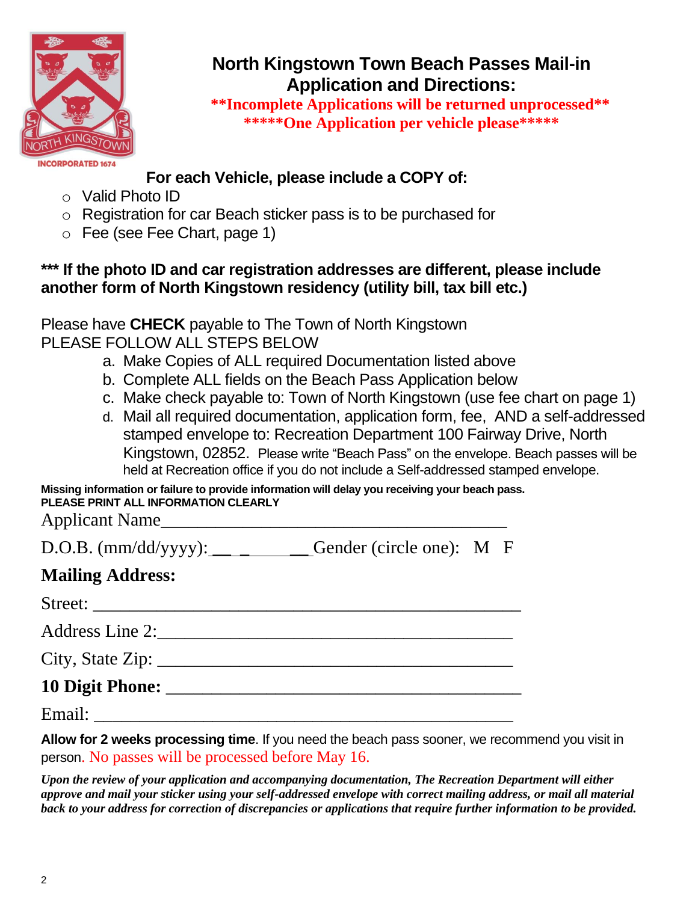# North Kingstown Town Beach Passes Mail-in Application and Directions:

**\*\*Incomplete Applications will be returned unprocessed\*\***

**\*\*\*\*\*One Application per vehicle please\*\*\*\*\***

NORTH KINGSTOWN

INCORPORATED 1674

### For each Vehicle, please include a COPY of:

- Valid Photo ID
- Registration for car Beach sticker pass is to be purchased for
- Fee (see Fee Chart, page 1)

**\*\*\* If the photo ID and car registration addresses are different, please include another form of North Kingstown residency (utility bill, tax bill etc.)**

Please have **CHECK** payable to The Town of North Kingstown

PLEASE FOLLOW ALL STEPS BELOW

a. Make Copies of ALL required Documentation listed above
b. Complete ALL fields on the Beach Pass Application below
c. Make check payable to: Town of North Kingstown (use fee chart on page 1)
d. Mail all required documentation, application form, fee, AND a self-addressed stamped envelope to: Recreation Department 100 Fairway Drive, North Kingstown, 02852. Please write "Beach Pass" on the envelope. Beach passes will be held at Recreation office if you do not include a Self-addressed stamped envelope.

**Missing information or failure to provide information will delay you receiving your beach pass.**
**PLEASE PRINT ALL INFORMATION CLEARLY**

Applicant Name_______________________________________

D.O.B. (mm/dd/yyyy):__ _______ Gender (circle one): M F

**Mailing Address:**

Street: ________________________________________________

Address Line 2:________________________________________

City, State Zip: ________________________________________

**10 Digit Phone:** ________________________________________

Email: _______________________________________________

**Allow for 2 weeks processing time**. If you need the beach pass sooner, we recommend you visit in person. No passes will be processed before May 16.

***Upon the review of your application and accompanying documentation, The Recreation Department will either approve and mail your sticker using your self-addressed envelope with correct mailing address, or mail all material back to your address for correction of discrepancies or applications that require further information to be provided.***